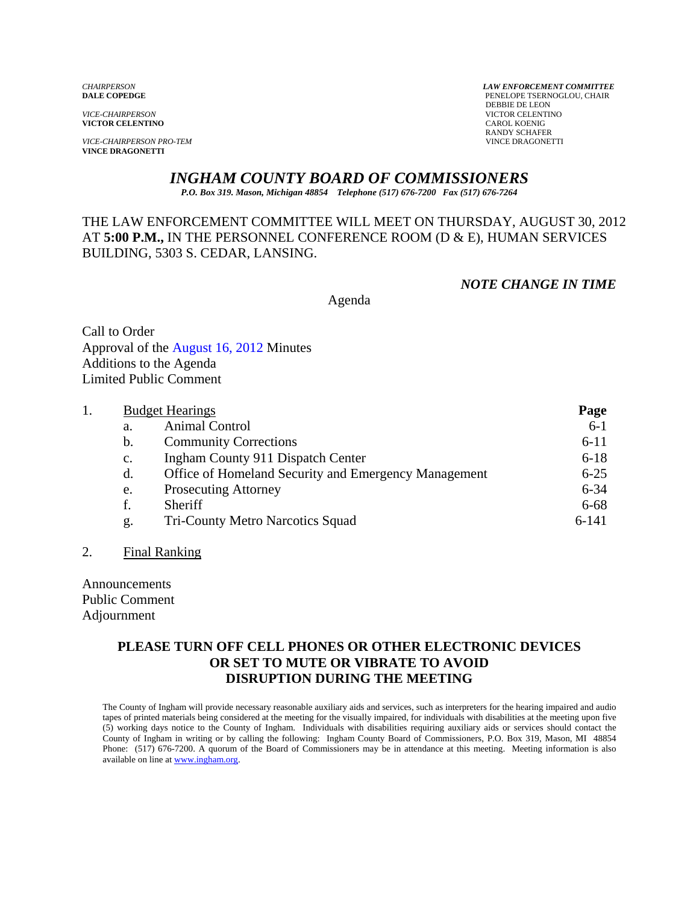*CHAIRPERSON*
**DALE COPEDGE**

*VICE-CHAIRPERSON*
**VICTOR CELENTINO**

*VICE-CHAIRPERSON PRO-TEM*
**VINCE DRAGONETTI**

***LAW ENFORCEMENT COMMITTEE***
PENELOPE TSERNOGLOU, CHAIR
DEBBIE DE LEON
VICTOR CELENTINO
CAROL KOENIG
RANDY SCHAFER
VINCE DRAGONETTI

# *INGHAM COUNTY BOARD OF COMMISSIONERS*

***P.O. Box 319. Mason, Michigan 48854 Telephone (517) 676-7200 Fax (517) 676-7264***

THE LAW ENFORCEMENT COMMITTEE WILL MEET ON THURSDAY, AUGUST 30, 2012 AT **5:00 P.M.,** IN THE PERSONNEL CONFERENCE ROOM (D & E), HUMAN SERVICES BUILDING, 5303 S. CEDAR, LANSING.

***NOTE CHANGE IN TIME***

Agenda

Call to Order
Approval of the August 16, 2012 Minutes
Additions to the Agenda
Limited Public Comment

| | | | **Page** |
|---|---|---|---|
| 1. | Budget Hearings | | |
| | a. | Animal Control | 6-1 |
| | b. | Community Corrections | 6-11 |
| | c. | Ingham County 911 Dispatch Center | 6-18 |
| | d. | Office of Homeland Security and Emergency Management | 6-25 |
| | e. | Prosecuting Attorney | 6-34 |
| | f. | Sheriff | 6-68 |
| | g. | Tri-County Metro Narcotics Squad | 6-141 |

2. Final Ranking

Announcements
Public Comment
Adjournment

**PLEASE TURN OFF CELL PHONES OR OTHER ELECTRONIC DEVICES OR SET TO MUTE OR VIBRATE TO AVOID DISRUPTION DURING THE MEETING**

The County of Ingham will provide necessary reasonable auxiliary aids and services, such as interpreters for the hearing impaired and audio tapes of printed materials being considered at the meeting for the visually impaired, for individuals with disabilities at the meeting upon five (5) working days notice to the County of Ingham. Individuals with disabilities requiring auxiliary aids or services should contact the County of Ingham in writing or by calling the following: Ingham County Board of Commissioners, P.O. Box 319, Mason, MI 48854 Phone: (517) 676-7200. A quorum of the Board of Commissioners may be in attendance at this meeting. Meeting information is also available on line at www.ingham.org.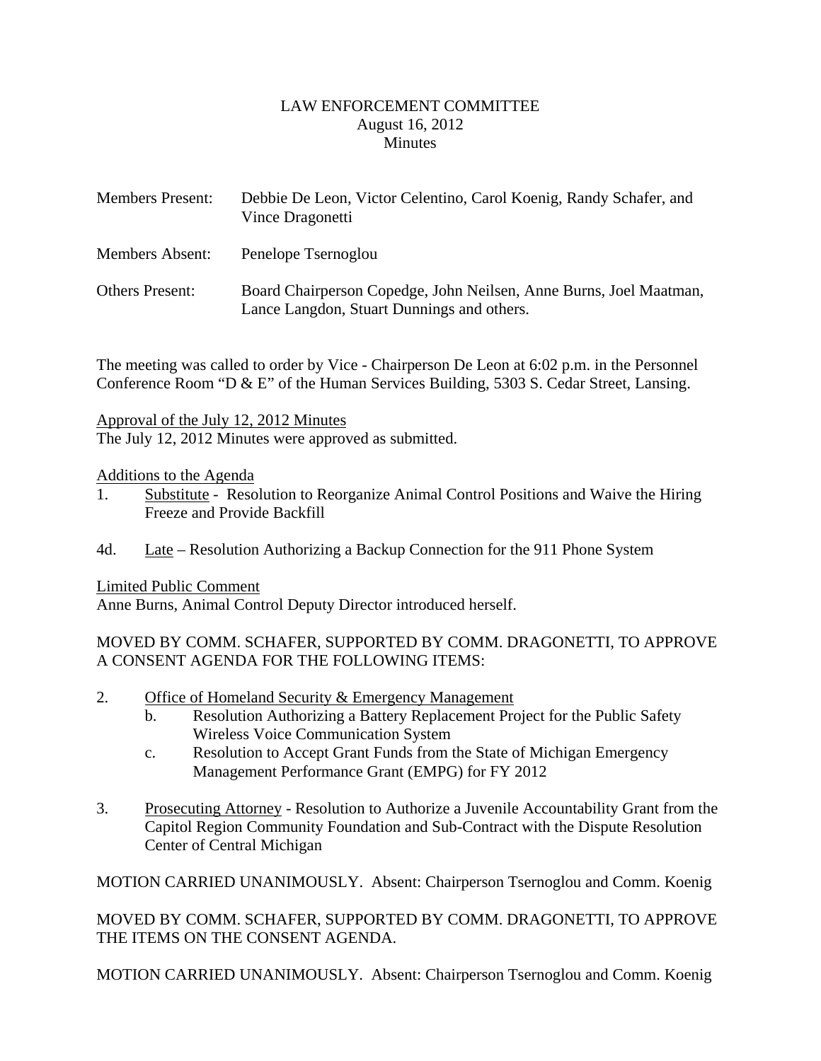LAW ENFORCEMENT COMMITTEE
August 16, 2012
Minutes

Members Present: Debbie De Leon, Victor Celentino, Carol Koenig, Randy Schafer, and Vince Dragonetti

Members Absent: Penelope Tsernoglou

Others Present: Board Chairperson Copedge, John Neilsen, Anne Burns, Joel Maatman, Lance Langdon, Stuart Dunnings and others.

The meeting was called to order by Vice - Chairperson De Leon at 6:02 p.m. in the Personnel Conference Room "D & E" of the Human Services Building, 5303 S. Cedar Street, Lansing.

Approval of the July 12, 2012 Minutes
The July 12, 2012 Minutes were approved as submitted.

Additions to the Agenda

1. Substitute - Resolution to Reorganize Animal Control Positions and Waive the Hiring Freeze and Provide Backfill

4d. Late – Resolution Authorizing a Backup Connection for the 911 Phone System

Limited Public Comment
Anne Burns, Animal Control Deputy Director introduced herself.

MOVED BY COMM. SCHAFER, SUPPORTED BY COMM. DRAGONETTI, TO APPROVE A CONSENT AGENDA FOR THE FOLLOWING ITEMS:

2. Office of Homeland Security & Emergency Management
   - b. Resolution Authorizing a Battery Replacement Project for the Public Safety Wireless Voice Communication System
   - c. Resolution to Accept Grant Funds from the State of Michigan Emergency Management Performance Grant (EMPG) for FY 2012

3. Prosecuting Attorney - Resolution to Authorize a Juvenile Accountability Grant from the Capitol Region Community Foundation and Sub-Contract with the Dispute Resolution Center of Central Michigan

MOTION CARRIED UNANIMOUSLY. Absent: Chairperson Tsernoglou and Comm. Koenig

MOVED BY COMM. SCHAFER, SUPPORTED BY COMM. DRAGONETTI, TO APPROVE THE ITEMS ON THE CONSENT AGENDA.

MOTION CARRIED UNANIMOUSLY. Absent: Chairperson Tsernoglou and Comm. Koenig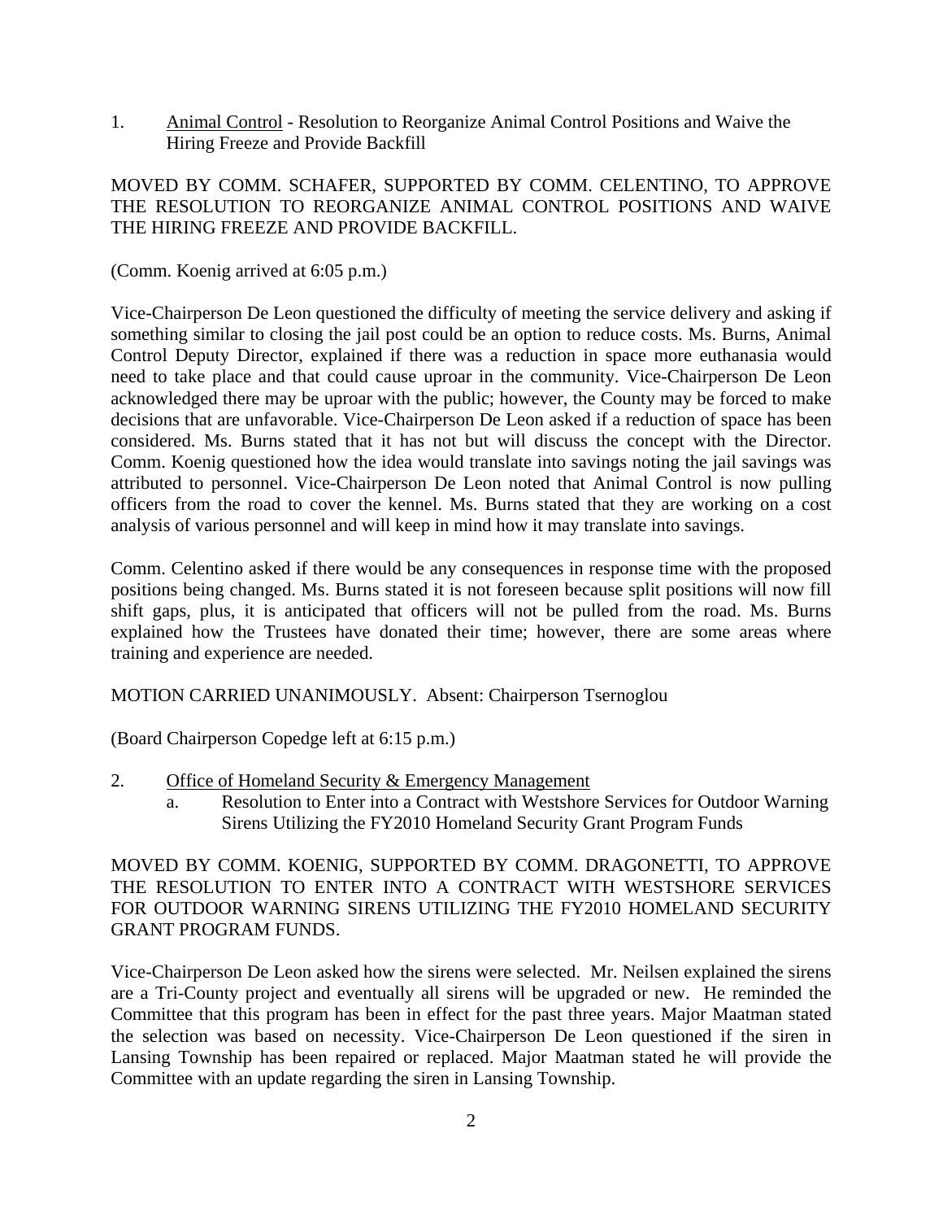1. Animal Control - Resolution to Reorganize Animal Control Positions and Waive the Hiring Freeze and Provide Backfill

MOVED BY COMM. SCHAFER, SUPPORTED BY COMM. CELENTINO, TO APPROVE THE RESOLUTION TO REORGANIZE ANIMAL CONTROL POSITIONS AND WAIVE THE HIRING FREEZE AND PROVIDE BACKFILL.

(Comm. Koenig arrived at 6:05 p.m.)

Vice-Chairperson De Leon questioned the difficulty of meeting the service delivery and asking if something similar to closing the jail post could be an option to reduce costs. Ms. Burns, Animal Control Deputy Director, explained if there was a reduction in space more euthanasia would need to take place and that could cause uproar in the community. Vice-Chairperson De Leon acknowledged there may be uproar with the public; however, the County may be forced to make decisions that are unfavorable. Vice-Chairperson De Leon asked if a reduction of space has been considered. Ms. Burns stated that it has not but will discuss the concept with the Director. Comm. Koenig questioned how the idea would translate into savings noting the jail savings was attributed to personnel. Vice-Chairperson De Leon noted that Animal Control is now pulling officers from the road to cover the kennel. Ms. Burns stated that they are working on a cost analysis of various personnel and will keep in mind how it may translate into savings.

Comm. Celentino asked if there would be any consequences in response time with the proposed positions being changed. Ms. Burns stated it is not foreseen because split positions will now fill shift gaps, plus, it is anticipated that officers will not be pulled from the road. Ms. Burns explained how the Trustees have donated their time; however, there are some areas where training and experience are needed.

MOTION CARRIED UNANIMOUSLY. Absent: Chairperson Tsernoglou

(Board Chairperson Copedge left at 6:15 p.m.)

2. Office of Homeland Security & Emergency Management
   a. Resolution to Enter into a Contract with Westshore Services for Outdoor Warning Sirens Utilizing the FY2010 Homeland Security Grant Program Funds

MOVED BY COMM. KOENIG, SUPPORTED BY COMM. DRAGONETTI, TO APPROVE THE RESOLUTION TO ENTER INTO A CONTRACT WITH WESTSHORE SERVICES FOR OUTDOOR WARNING SIRENS UTILIZING THE FY2010 HOMELAND SECURITY GRANT PROGRAM FUNDS.

Vice-Chairperson De Leon asked how the sirens were selected. Mr. Neilsen explained the sirens are a Tri-County project and eventually all sirens will be upgraded or new. He reminded the Committee that this program has been in effect for the past three years. Major Maatman stated the selection was based on necessity. Vice-Chairperson De Leon questioned if the siren in Lansing Township has been repaired or replaced. Major Maatman stated he will provide the Committee with an update regarding the siren in Lansing Township.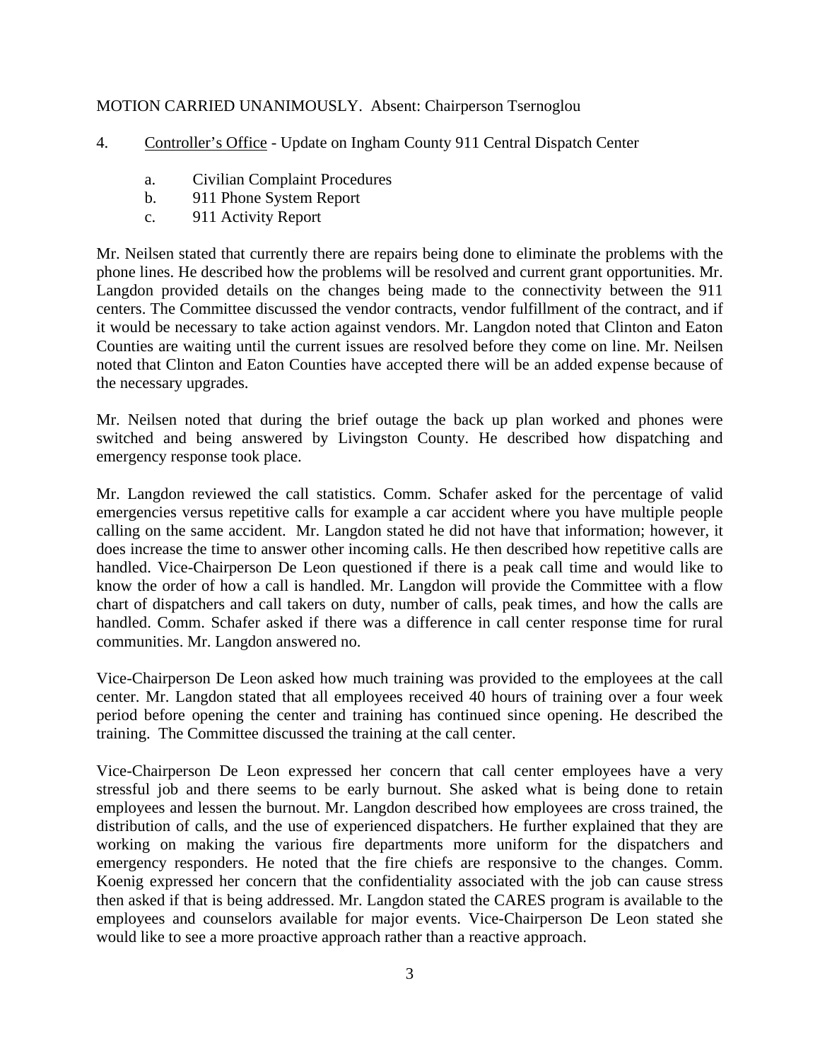MOTION CARRIED UNANIMOUSLY. Absent: Chairperson Tsernoglou

4. <u>Controller's Office</u> - Update on Ingham County 911 Central Dispatch Center

   a. Civilian Complaint Procedures
   b. 911 Phone System Report
   c. 911 Activity Report

Mr. Neilsen stated that currently there are repairs being done to eliminate the problems with the phone lines. He described how the problems will be resolved and current grant opportunities. Mr. Langdon provided details on the changes being made to the connectivity between the 911 centers. The Committee discussed the vendor contracts, vendor fulfillment of the contract, and if it would be necessary to take action against vendors. Mr. Langdon noted that Clinton and Eaton Counties are waiting until the current issues are resolved before they come on line. Mr. Neilsen noted that Clinton and Eaton Counties have accepted there will be an added expense because of the necessary upgrades.

Mr. Neilsen noted that during the brief outage the back up plan worked and phones were switched and being answered by Livingston County. He described how dispatching and emergency response took place.

Mr. Langdon reviewed the call statistics. Comm. Schafer asked for the percentage of valid emergencies versus repetitive calls for example a car accident where you have multiple people calling on the same accident. Mr. Langdon stated he did not have that information; however, it does increase the time to answer other incoming calls. He then described how repetitive calls are handled. Vice-Chairperson De Leon questioned if there is a peak call time and would like to know the order of how a call is handled. Mr. Langdon will provide the Committee with a flow chart of dispatchers and call takers on duty, number of calls, peak times, and how the calls are handled. Comm. Schafer asked if there was a difference in call center response time for rural communities. Mr. Langdon answered no.

Vice-Chairperson De Leon asked how much training was provided to the employees at the call center. Mr. Langdon stated that all employees received 40 hours of training over a four week period before opening the center and training has continued since opening. He described the training. The Committee discussed the training at the call center.

Vice-Chairperson De Leon expressed her concern that call center employees have a very stressful job and there seems to be early burnout. She asked what is being done to retain employees and lessen the burnout. Mr. Langdon described how employees are cross trained, the distribution of calls, and the use of experienced dispatchers. He further explained that they are working on making the various fire departments more uniform for the dispatchers and emergency responders. He noted that the fire chiefs are responsive to the changes. Comm. Koenig expressed her concern that the confidentiality associated with the job can cause stress then asked if that is being addressed. Mr. Langdon stated the CARES program is available to the employees and counselors available for major events. Vice-Chairperson De Leon stated she would like to see a more proactive approach rather than a reactive approach.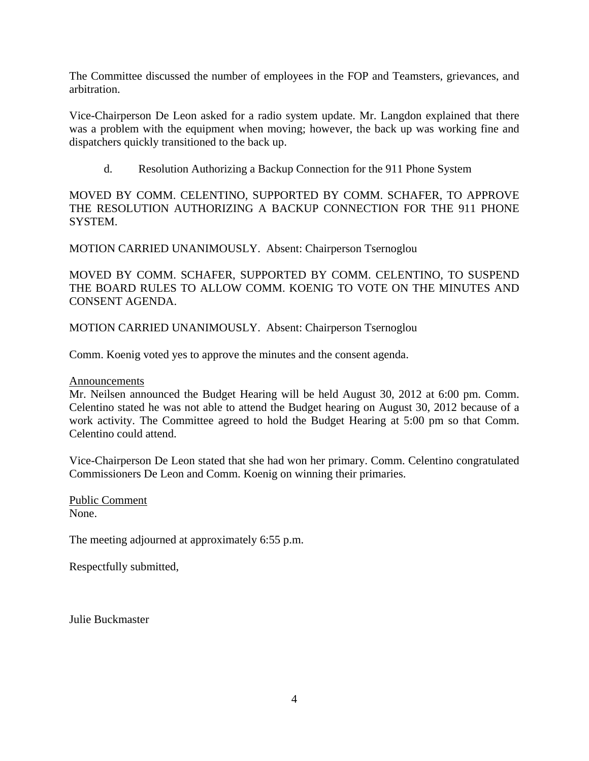The Committee discussed the number of employees in the FOP and Teamsters, grievances, and arbitration.

Vice-Chairperson De Leon asked for a radio system update. Mr. Langdon explained that there was a problem with the equipment when moving; however, the back up was working fine and dispatchers quickly transitioned to the back up.

d. Resolution Authorizing a Backup Connection for the 911 Phone System

MOVED BY COMM. CELENTINO, SUPPORTED BY COMM. SCHAFER, TO APPROVE THE RESOLUTION AUTHORIZING A BACKUP CONNECTION FOR THE 911 PHONE SYSTEM.

MOTION CARRIED UNANIMOUSLY. Absent: Chairperson Tsernoglou

MOVED BY COMM. SCHAFER, SUPPORTED BY COMM. CELENTINO, TO SUSPEND THE BOARD RULES TO ALLOW COMM. KOENIG TO VOTE ON THE MINUTES AND CONSENT AGENDA.

MOTION CARRIED UNANIMOUSLY. Absent: Chairperson Tsernoglou

Comm. Koenig voted yes to approve the minutes and the consent agenda.

Announcements

Mr. Neilsen announced the Budget Hearing will be held August 30, 2012 at 6:00 pm. Comm. Celentino stated he was not able to attend the Budget hearing on August 30, 2012 because of a work activity. The Committee agreed to hold the Budget Hearing at 5:00 pm so that Comm. Celentino could attend.

Vice-Chairperson De Leon stated that she had won her primary. Comm. Celentino congratulated Commissioners De Leon and Comm. Koenig on winning their primaries.

Public Comment

None.

The meeting adjourned at approximately 6:55 p.m.

Respectfully submitted,

Julie Buckmaster